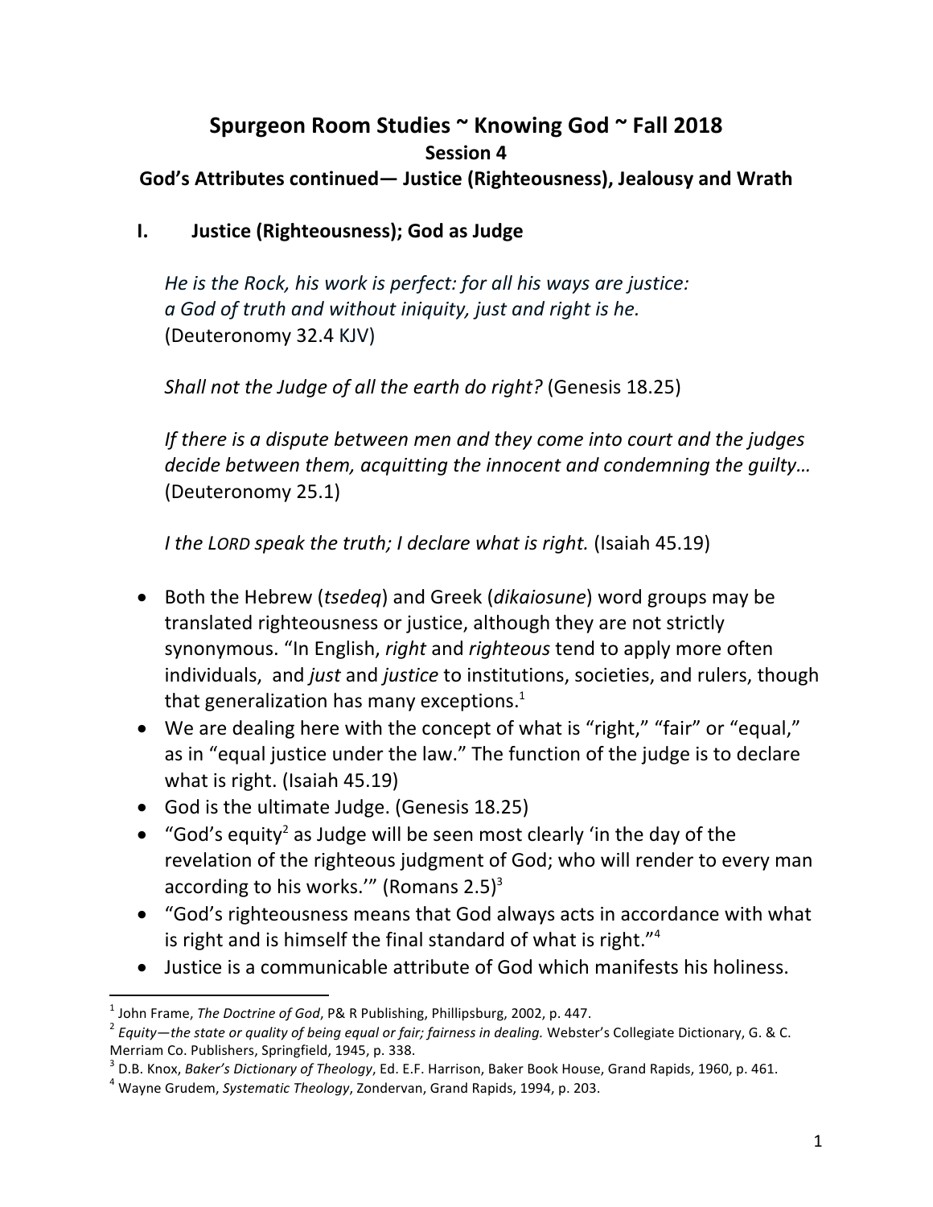# Spurgeon Room Studies ~ Knowing God ~ Fall 2018

## Session 4

## God's Attributes continued— Justice (Righteousness), Jealousy and Wrath

### I. Justice (Righteousness); God as Judge

*He is the Rock, his work is perfect: for all his ways are justice:*
*a God of truth and without iniquity, just and right is he.*
(Deuteronomy 32.4 KJV)

*Shall not the Judge of all the earth do right?* (Genesis 18.25)

*If there is a dispute between men and they come into court and the judges decide between them, acquitting the innocent and condemning the guilty…* (Deuteronomy 25.1)

*I the LORD speak the truth; I declare what is right.* (Isaiah 45.19)

- Both the Hebrew (*tsedeq*) and Greek (*dikaiosune*) word groups may be translated righteousness or justice, although they are not strictly synonymous. "In English, *right* and *righteous* tend to apply more often individuals, and *just* and *justice* to institutions, societies, and rulers, though that generalization has many exceptions.[1]
- We are dealing here with the concept of what is "right," "fair" or "equal," as in "equal justice under the law." The function of the judge is to declare what is right. (Isaiah 45.19)
- God is the ultimate Judge. (Genesis 18.25)
- "God's equity[2] as Judge will be seen most clearly 'in the day of the revelation of the righteous judgment of God; who will render to every man according to his works.'" (Romans 2.5)[3]
- "God's righteousness means that God always acts in accordance with what is right and is himself the final standard of what is right."[4]
- Justice is a communicable attribute of God which manifests his holiness.

---

[1] John Frame, *The Doctrine of God*, P& R Publishing, Phillipsburg, 2002, p. 447.

[2] *Equity—the state or quality of being equal or fair; fairness in dealing.* Webster's Collegiate Dictionary, G. & C. Merriam Co. Publishers, Springfield, 1945, p. 338.

[3] D.B. Knox, *Baker's Dictionary of Theology*, Ed. E.F. Harrison, Baker Book House, Grand Rapids, 1960, p. 461.

[4] Wayne Grudem, *Systematic Theology*, Zondervan, Grand Rapids, 1994, p. 203.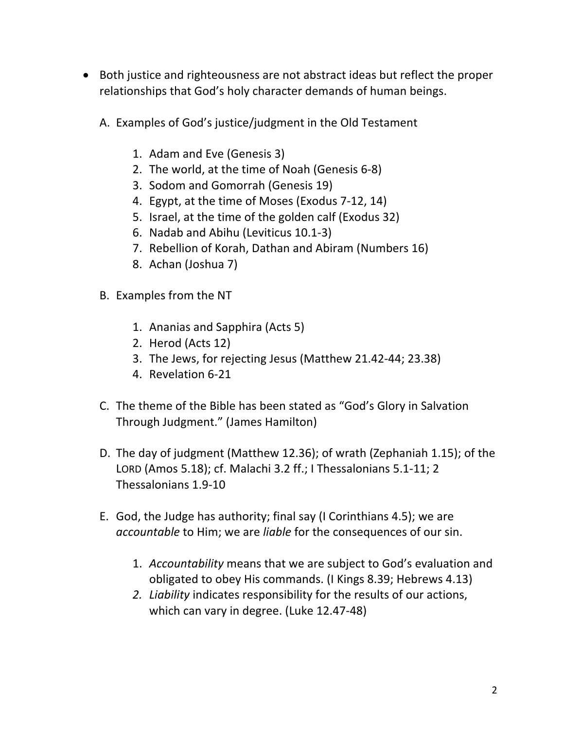- Both justice and righteousness are not abstract ideas but reflect the proper relationships that God's holy character demands of human beings.

   A. Examples of God's justice/judgment in the Old Testament

      1. Adam and Eve (Genesis 3)
      2. The world, at the time of Noah (Genesis 6-8)
      3. Sodom and Gomorrah (Genesis 19)
      4. Egypt, at the time of Moses (Exodus 7-12, 14)
      5. Israel, at the time of the golden calf (Exodus 32)
      6. Nadab and Abihu (Leviticus 10.1-3)
      7. Rebellion of Korah, Dathan and Abiram (Numbers 16)
      8. Achan (Joshua 7)

   B. Examples from the NT

      1. Ananias and Sapphira (Acts 5)
      2. Herod (Acts 12)
      3. The Jews, for rejecting Jesus (Matthew 21.42-44; 23.38)
      4. Revelation 6-21

   C. The theme of the Bible has been stated as "God's Glory in Salvation Through Judgment." (James Hamilton)

   D. The day of judgment (Matthew 12.36); of wrath (Zephaniah 1.15); of the LORD (Amos 5.18); cf. Malachi 3.2 ff.; I Thessalonians 5.1-11; 2 Thessalonians 1.9-10

   E. God, the Judge has authority; final say (I Corinthians 4.5); we are *accountable* to Him; we are *liable* for the consequences of our sin.

      1. *Accountability* means that we are subject to God's evaluation and obligated to obey His commands. (I Kings 8.39; Hebrews 4.13)
      2. *Liability* indicates responsibility for the results of our actions, which can vary in degree. (Luke 12.47-48)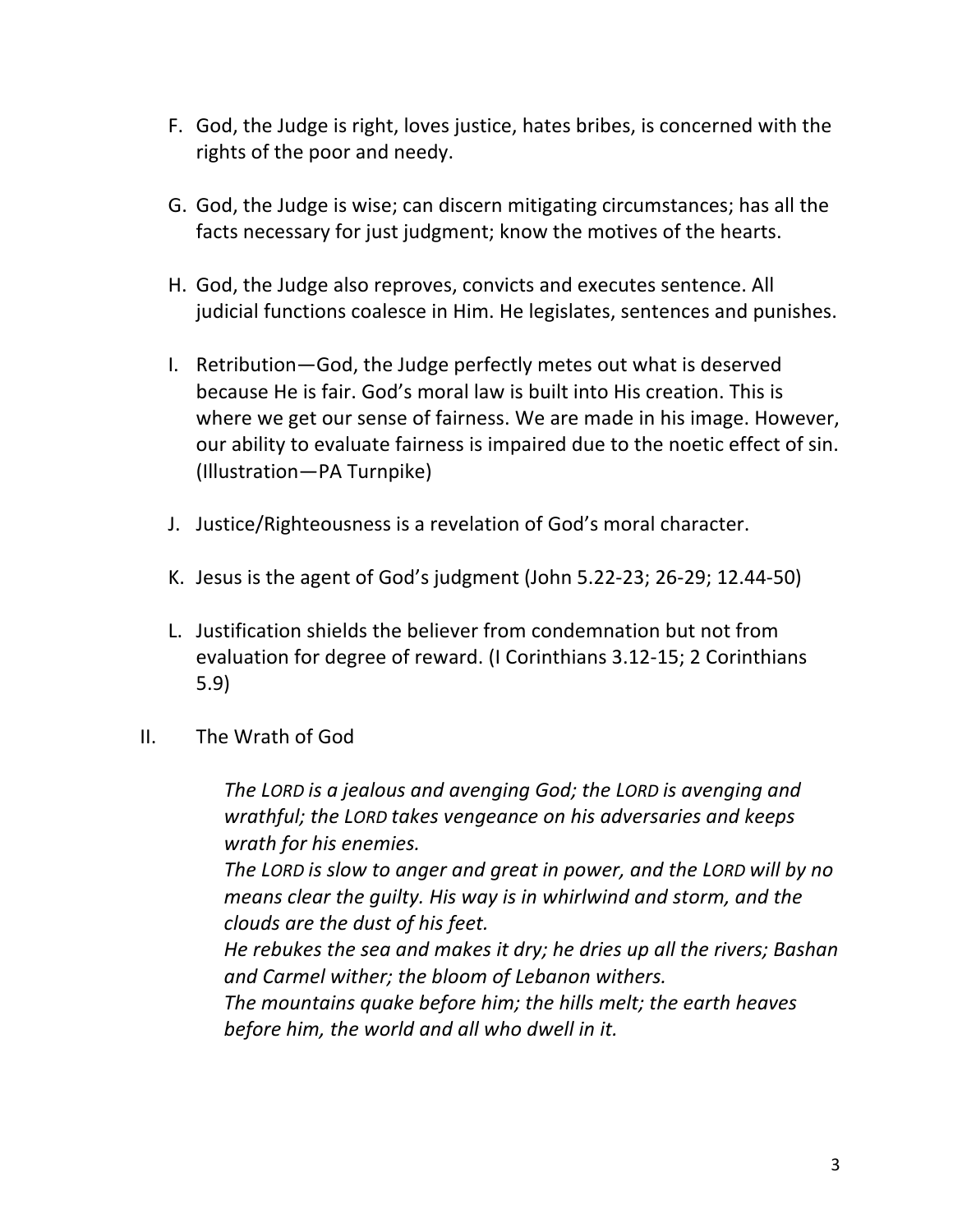F. God, the Judge is right, loves justice, hates bribes, is concerned with the rights of the poor and needy.

G. God, the Judge is wise; can discern mitigating circumstances; has all the facts necessary for just judgment; know the motives of the hearts.

H. God, the Judge also reproves, convicts and executes sentence. All judicial functions coalesce in Him. He legislates, sentences and punishes.

I. Retribution—God, the Judge perfectly metes out what is deserved because He is fair. God's moral law is built into His creation. This is where we get our sense of fairness. We are made in his image. However, our ability to evaluate fairness is impaired due to the noetic effect of sin. (Illustration—PA Turnpike)

J. Justice/Righteousness is a revelation of God's moral character.

K. Jesus is the agent of God's judgment (John 5.22-23; 26-29; 12.44-50)

L. Justification shields the believer from condemnation but not from evaluation for degree of reward. (I Corinthians 3.12-15; 2 Corinthians 5.9)

II. The Wrath of God

> *The LORD is a jealous and avenging God; the LORD is avenging and wrathful; the LORD takes vengeance on his adversaries and keeps wrath for his enemies.*
>
> *The LORD is slow to anger and great in power, and the LORD will by no means clear the guilty. His way is in whirlwind and storm, and the clouds are the dust of his feet.*
>
> *He rebukes the sea and makes it dry; he dries up all the rivers; Bashan and Carmel wither; the bloom of Lebanon withers.*
>
> *The mountains quake before him; the hills melt; the earth heaves before him, the world and all who dwell in it.*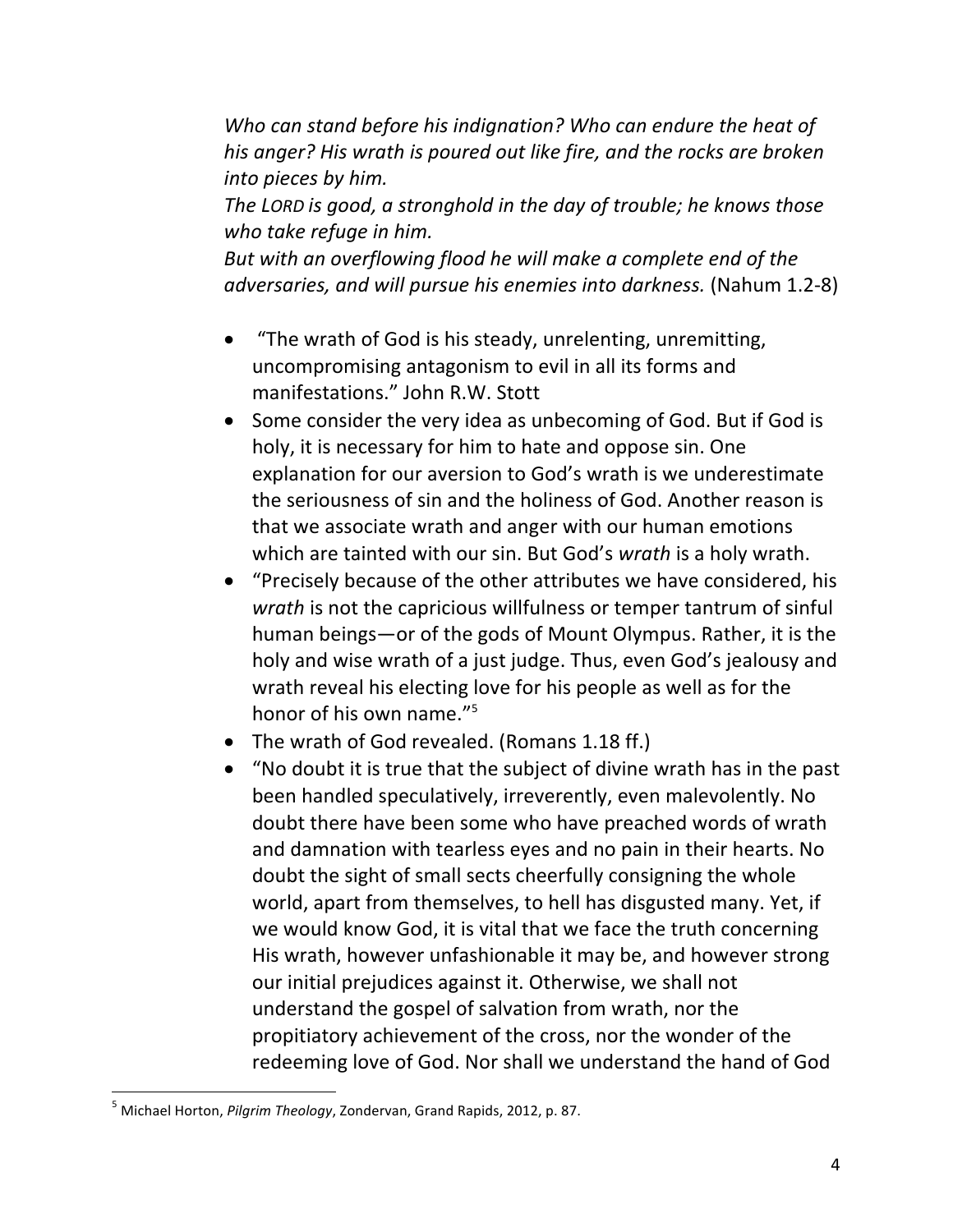*Who can stand before his indignation? Who can endure the heat of his anger? His wrath is poured out like fire, and the rocks are broken into pieces by him.*
*The LORD is good, a stronghold in the day of trouble; he knows those who take refuge in him.*
*But with an overflowing flood he will make a complete end of the adversaries, and will pursue his enemies into darkness.* (Nahum 1.2-8)

- "The wrath of God is his steady, unrelenting, unremitting, uncompromising antagonism to evil in all its forms and manifestations." John R.W. Stott
- Some consider the very idea as unbecoming of God. But if God is holy, it is necessary for him to hate and oppose sin. One explanation for our aversion to God's wrath is we underestimate the seriousness of sin and the holiness of God. Another reason is that we associate wrath and anger with our human emotions which are tainted with our sin. But God's *wrath* is a holy wrath.
- "Precisely because of the other attributes we have considered, his *wrath* is not the capricious willfulness or temper tantrum of sinful human beings—or of the gods of Mount Olympus. Rather, it is the holy and wise wrath of a just judge. Thus, even God's jealousy and wrath reveal his electing love for his people as well as for the honor of his own name."[5]
- The wrath of God revealed. (Romans 1.18 ff.)
- "No doubt it is true that the subject of divine wrath has in the past been handled speculatively, irreverently, even malevolently. No doubt there have been some who have preached words of wrath and damnation with tearless eyes and no pain in their hearts. No doubt the sight of small sects cheerfully consigning the whole world, apart from themselves, to hell has disgusted many. Yet, if we would know God, it is vital that we face the truth concerning His wrath, however unfashionable it may be, and however strong our initial prejudices against it. Otherwise, we shall not understand the gospel of salvation from wrath, nor the propitiatory achievement of the cross, nor the wonder of the redeeming love of God. Nor shall we understand the hand of God

---

[5] Michael Horton, *Pilgrim Theology*, Zondervan, Grand Rapids, 2012, p. 87.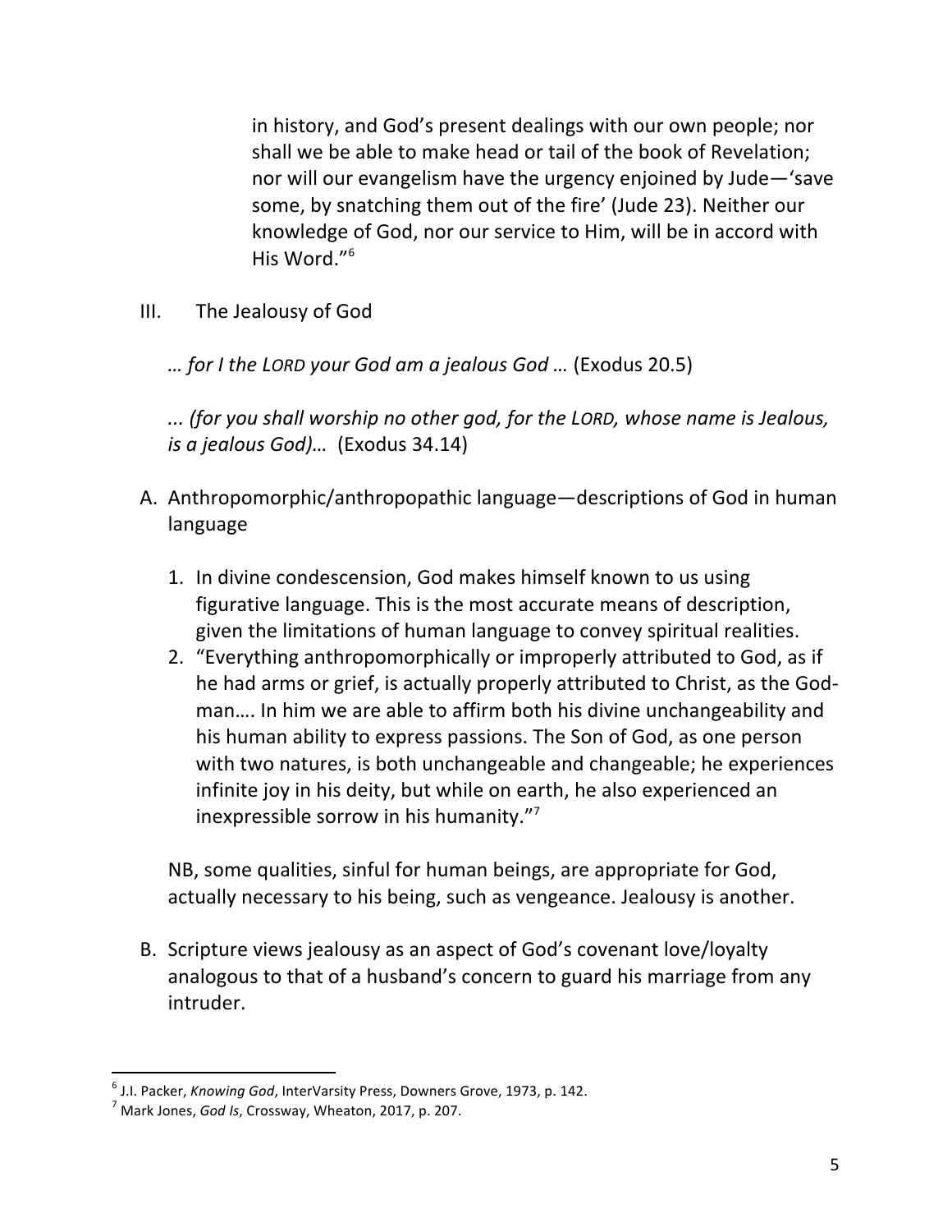> in history, and God's present dealings with our own people; nor shall we be able to make head or tail of the book of Revelation; nor will our evangelism have the urgency enjoined by Jude—'save some, by snatching them out of the fire' (Jude 23). Neither our knowledge of God, nor our service to Him, will be in accord with His Word."[6]

## III. The Jealousy of God

*… for I the LORD your God am a jealous God …* (Exodus 20.5)

*... (for you shall worship no other god, for the LORD, whose name is Jealous, is a jealous God)…* (Exodus 34.14)

A. Anthropomorphic/anthropopathic language—descriptions of God in human language

1. In divine condescension, God makes himself known to us using figurative language. This is the most accurate means of description, given the limitations of human language to convey spiritual realities.
2. "Everything anthropomorphically or improperly attributed to God, as if he had arms or grief, is actually properly attributed to Christ, as the God-man…. In him we are able to affirm both his divine unchangeability and his human ability to express passions. The Son of God, as one person with two natures, is both unchangeable and changeable; he experiences infinite joy in his deity, but while on earth, he also experienced an inexpressible sorrow in his humanity."[7]

NB, some qualities, sinful for human beings, are appropriate for God, actually necessary to his being, such as vengeance. Jealousy is another.

B. Scripture views jealousy as an aspect of God's covenant love/loyalty analogous to that of a husband's concern to guard his marriage from any intruder.

---

[6] J.I. Packer, *Knowing God*, InterVarsity Press, Downers Grove, 1973, p. 142.

[7] Mark Jones, *God Is*, Crossway, Wheaton, 2017, p. 207.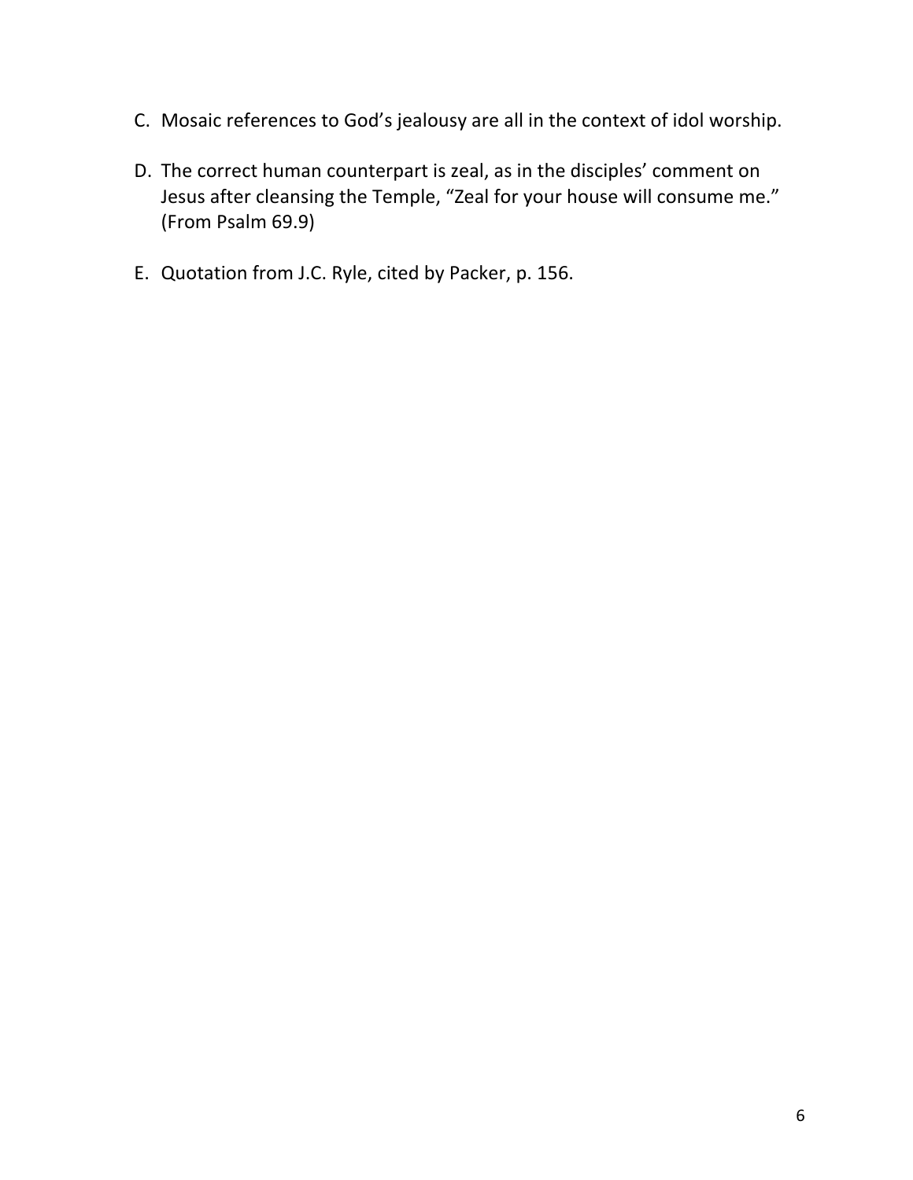C. Mosaic references to God's jealousy are all in the context of idol worship.

D. The correct human counterpart is zeal, as in the disciples' comment on Jesus after cleansing the Temple, "Zeal for your house will consume me." (From Psalm 69.9)

E. Quotation from J.C. Ryle, cited by Packer, p. 156.